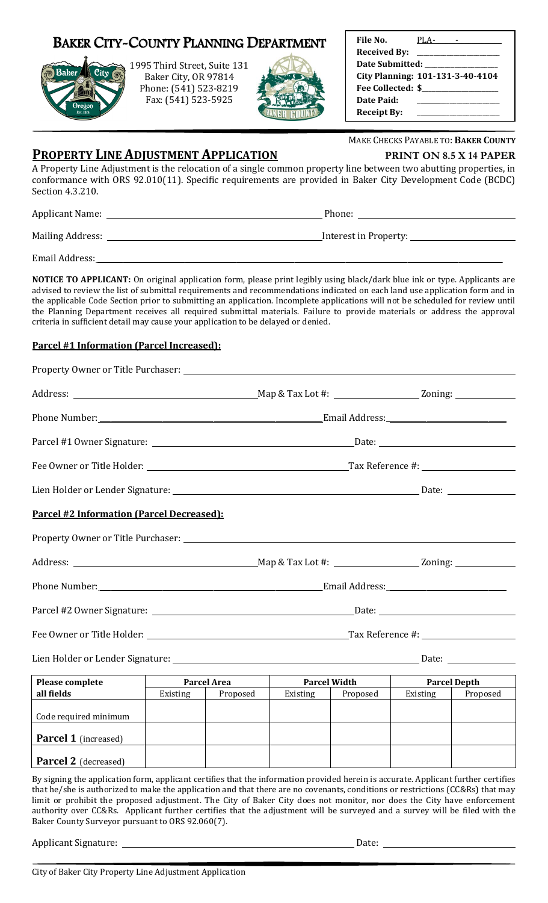# Baker City-County Planning Department

1995 Third Street, Suite 131
Baker City, OR 97814
Phone: (541) 523-8219
Fax: (541) 523-5925

| | |
|---|---|
| **File No.** | PLA-\_\_\_\_-\_\_\_\_ |
| **Received By:** | \_\_\_\_\_\_\_\_\_\_\_\_ |
| **Date Submitted:** | \_\_\_\_\_\_\_\_\_\_\_\_ |
| **City Planning: 101-131-3-40-4104** | |
| **Fee Collected: $** | \_\_\_\_\_\_\_\_\_\_\_\_ |
| **Date Paid:** | \_\_\_\_\_\_\_\_\_\_\_\_ |
| **Receipt By:** | \_\_\_\_\_\_\_\_\_\_\_\_ |

MAKE CHECKS PAYABLE TO: **BAKER COUNTY**

## PROPERTY LINE ADJUSTMENT APPLICATION

**PRINT ON 8.5 X 14 PAPER**

A Property Line Adjustment is the relocation of a single common property line between two abutting properties, in conformance with ORS 92.010(11). Specific requirements are provided in Baker City Development Code (BCDC) Section 4.3.210.

Applicant Name: \_\_\_\_\_\_\_\_\_\_\_\_\_\_\_\_\_\_\_\_ Phone: \_\_\_\_\_\_\_\_\_\_\_\_\_\_\_\_

Mailing Address: \_\_\_\_\_\_\_\_\_\_\_\_\_\_\_\_\_\_\_\_ Interest in Property: \_\_\_\_\_\_\_\_\_\_\_\_\_\_\_\_

Email Address: \_\_\_\_\_\_\_\_\_\_\_\_\_\_\_\_\_\_\_\_\_\_\_\_\_\_\_\_\_\_\_\_\_\_\_\_\_\_

**NOTICE TO APPLICANT:** On original application form, please print legibly using black/dark blue ink or type. Applicants are advised to review the list of submittal requirements and recommendations indicated on each land use application form and in the applicable Code Section prior to submitting an application. Incomplete applications will not be scheduled for review until the Planning Department receives all required submittal materials. Failure to provide materials or address the approval criteria in sufficient detail may cause your application to be delayed or denied.

### Parcel #1 Information (Parcel Increased):

Property Owner or Title Purchaser: \_\_\_\_\_\_\_\_\_\_\_\_\_\_\_\_\_\_\_\_\_\_\_\_\_\_\_\_\_\_\_\_\_\_\_\_\_\_

Address: \_\_\_\_\_\_\_\_\_\_\_\_\_\_\_\_\_\_\_\_ Map & Tax Lot #: \_\_\_\_\_\_\_\_\_\_\_\_ Zoning: \_\_\_\_\_\_\_\_\_\_

Phone Number: \_\_\_\_\_\_\_\_\_\_\_\_\_\_\_\_\_\_\_\_ Email Address: \_\_\_\_\_\_\_\_\_\_\_\_\_\_\_\_

Parcel #1 Owner Signature: \_\_\_\_\_\_\_\_\_\_\_\_\_\_\_\_\_\_\_\_ Date: \_\_\_\_\_\_\_\_\_\_\_\_\_\_\_\_

Fee Owner or Title Holder: \_\_\_\_\_\_\_\_\_\_\_\_\_\_\_\_\_\_\_\_ Tax Reference #: \_\_\_\_\_\_\_\_\_\_\_\_\_\_\_\_

Lien Holder or Lender Signature: \_\_\_\_\_\_\_\_\_\_\_\_\_\_\_\_\_\_\_\_\_\_\_\_\_\_\_\_ Date: \_\_\_\_\_\_\_\_\_\_

### Parcel #2 Information (Parcel Decreased):

Property Owner or Title Purchaser: \_\_\_\_\_\_\_\_\_\_\_\_\_\_\_\_\_\_\_\_\_\_\_\_\_\_\_\_\_\_\_\_\_\_\_\_\_\_

Address: \_\_\_\_\_\_\_\_\_\_\_\_\_\_\_\_\_\_\_\_ Map & Tax Lot #: \_\_\_\_\_\_\_\_\_\_\_\_ Zoning: \_\_\_\_\_\_\_\_\_\_

Phone Number: \_\_\_\_\_\_\_\_\_\_\_\_\_\_\_\_\_\_\_\_ Email Address: \_\_\_\_\_\_\_\_\_\_\_\_\_\_\_\_

Parcel #2 Owner Signature: \_\_\_\_\_\_\_\_\_\_\_\_\_\_\_\_\_\_\_\_ Date: \_\_\_\_\_\_\_\_\_\_\_\_\_\_\_\_

Fee Owner or Title Holder: \_\_\_\_\_\_\_\_\_\_\_\_\_\_\_\_\_\_\_\_ Tax Reference #: \_\_\_\_\_\_\_\_\_\_\_\_\_\_\_\_

Lien Holder or Lender Signature: \_\_\_\_\_\_\_\_\_\_\_\_\_\_\_\_\_\_\_\_\_\_\_\_\_\_\_\_ Date: \_\_\_\_\_\_\_\_\_\_

| Please complete all fields | Parcel Area | | Parcel Width | | Parcel Depth | |
|---|---|---|---|---|---|---|
| | Existing | Proposed | Existing | Proposed | Existing | Proposed |
| Code required minimum | | | | | | |
| **Parcel 1** (increased) | | | | | | |
| **Parcel 2** (decreased) | | | | | | |

By signing the application form, applicant certifies that the information provided herein is accurate. Applicant further certifies that he/she is authorized to make the application and that there are no covenants, conditions or restrictions (CC&Rs) that may limit or prohibit the proposed adjustment. The City of Baker City does not monitor, nor does the City have enforcement authority over CC&Rs. Applicant further certifies that the adjustment will be surveyed and a survey will be filed with the Baker County Surveyor pursuant to ORS 92.060(7).

Applicant Signature: \_\_\_\_\_\_\_\_\_\_\_\_\_\_\_\_\_\_\_\_\_\_\_\_\_\_\_\_ Date: \_\_\_\_\_\_\_\_\_\_\_\_\_\_\_\_

City of Baker City Property Line Adjustment Application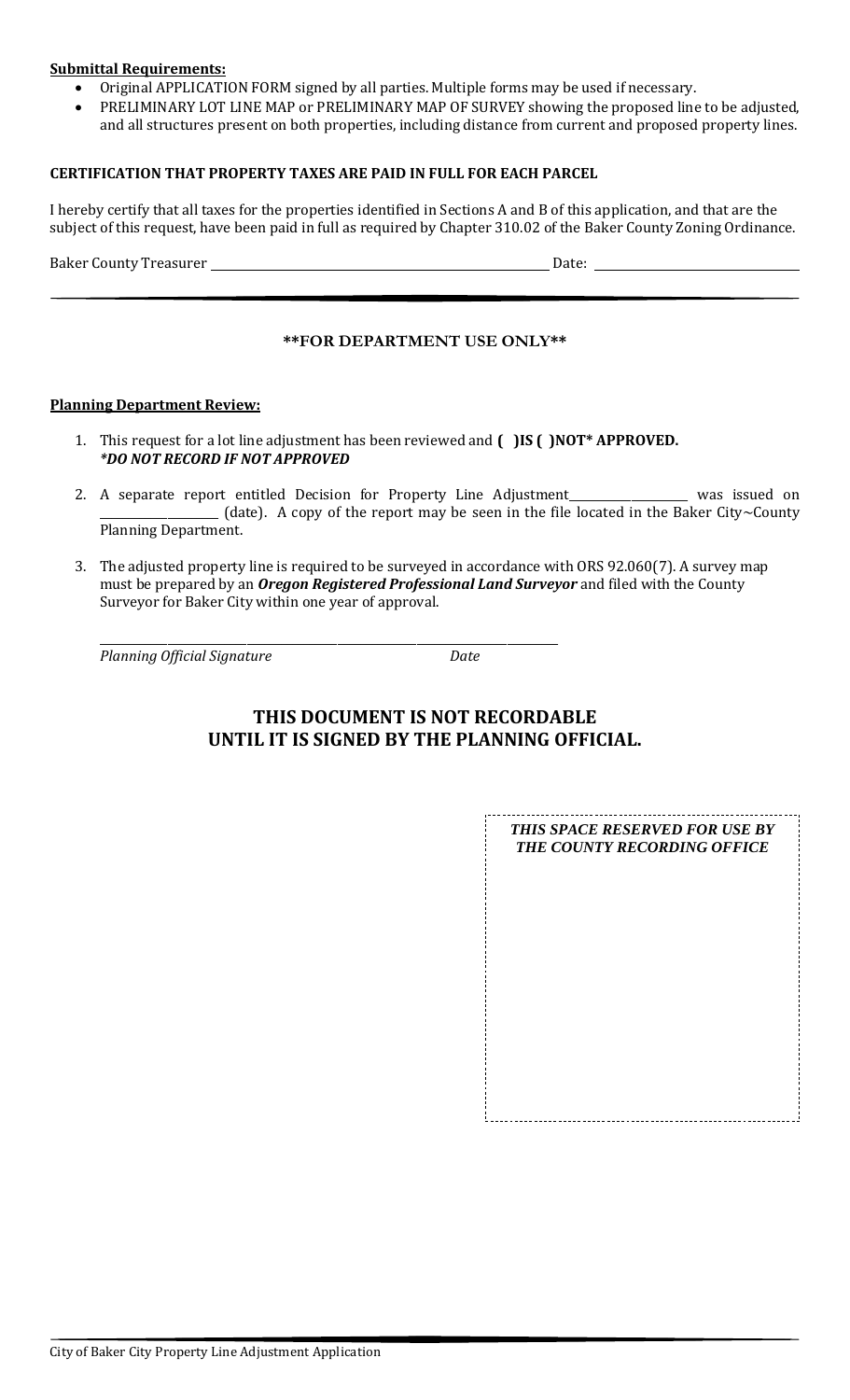**Submittal Requirements:**

- Original APPLICATION FORM signed by all parties. Multiple forms may be used if necessary.
- PRELIMINARY LOT LINE MAP or PRELIMINARY MAP OF SURVEY showing the proposed line to be adjusted, and all structures present on both properties, including distance from current and proposed property lines.

**CERTIFICATION THAT PROPERTY TAXES ARE PAID IN FULL FOR EACH PARCEL**

I hereby certify that all taxes for the properties identified in Sections A and B of this application, and that are the subject of this request, have been paid in full as required by Chapter 310.02 of the Baker County Zoning Ordinance.

Baker County Treasurer ______________________________ Date: ________________

---

**\*\*FOR DEPARTMENT USE ONLY\*\***

**Planning Department Review:**

1. This request for a lot line adjustment has been reviewed and **( )IS ( )NOT\* APPROVED.**
   ***\*DO NOT RECORD IF NOT APPROVED***

2. A separate report entitled Decision for Property Line Adjustment____________ was issued on ____________ (date). A copy of the report may be seen in the file located in the Baker City~County Planning Department.

3. The adjusted property line is required to be surveyed in accordance with ORS 92.060(7). A survey map must be prepared by an ***Oregon Registered Professional Land Surveyor*** and filed with the County Surveyor for Baker City within one year of approval.

______________________________________________

*Planning Official Signature* *Date*

## THIS DOCUMENT IS NOT RECORDABLE UNTIL IT IS SIGNED BY THE PLANNING OFFICIAL.

***THIS SPACE RESERVED FOR USE BY THE COUNTY RECORDING OFFICE***

City of Baker City Property Line Adjustment Application